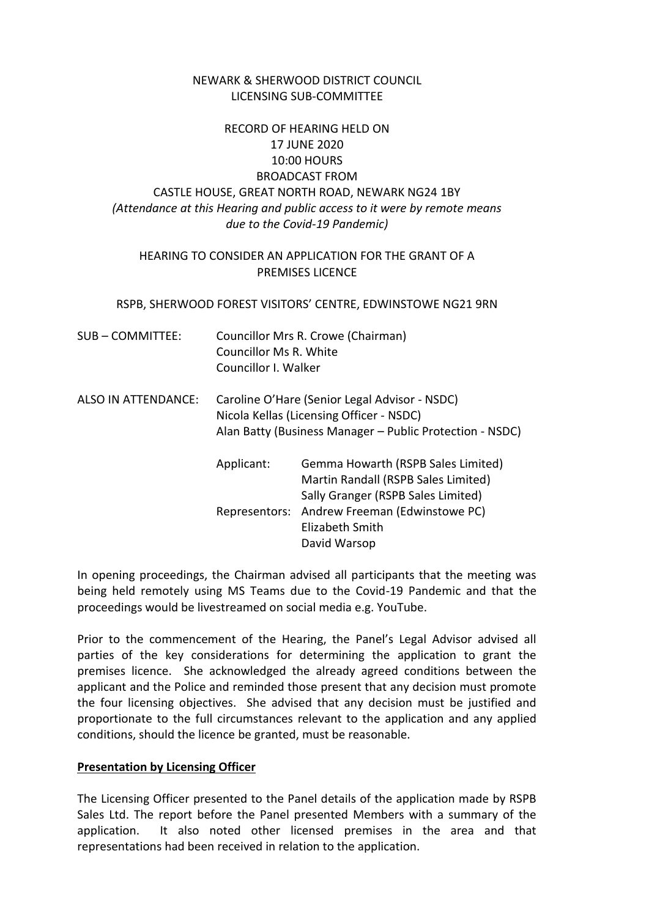NEWARK & SHERWOOD DISTRICT COUNCIL
LICENSING SUB-COMMITTEE

RECORD OF HEARING HELD ON
17 JUNE 2020
10:00 HOURS
BROADCAST FROM
CASTLE HOUSE, GREAT NORTH ROAD, NEWARK NG24 1BY
*(Attendance at this Hearing and public access to it were by remote means due to the Covid-19 Pandemic)*

HEARING TO CONSIDER AN APPLICATION FOR THE GRANT OF A PREMISES LICENCE

RSPB, SHERWOOD FOREST VISITORS' CENTRE, EDWINSTOWE NG21 9RN

| | | |
|---|---|---|
| SUB – COMMITTEE: | Councillor Mrs R. Crowe (Chairman)<br>Councillor Ms R. White<br>Councillor I. Walker | |
| ALSO IN ATTENDANCE: | Caroline O'Hare (Senior Legal Advisor - NSDC)<br>Nicola Kellas (Licensing Officer - NSDC)<br>Alan Batty (Business Manager – Public Protection - NSDC) | |
| | Applicant: | Gemma Howarth (RSPB Sales Limited)<br>Martin Randall (RSPB Sales Limited)<br>Sally Granger (RSPB Sales Limited) |
| | Representors: | Andrew Freeman (Edwinstowe PC)<br>Elizabeth Smith<br>David Warsop |

In opening proceedings, the Chairman advised all participants that the meeting was being held remotely using MS Teams due to the Covid-19 Pandemic and that the proceedings would be livestreamed on social media e.g. YouTube.

Prior to the commencement of the Hearing, the Panel's Legal Advisor advised all parties of the key considerations for determining the application to grant the premises licence. She acknowledged the already agreed conditions between the applicant and the Police and reminded those present that any decision must promote the four licensing objectives. She advised that any decision must be justified and proportionate to the full circumstances relevant to the application and any applied conditions, should the licence be granted, must be reasonable.

**Presentation by Licensing Officer**

The Licensing Officer presented to the Panel details of the application made by RSPB Sales Ltd. The report before the Panel presented Members with a summary of the application. It also noted other licensed premises in the area and that representations had been received in relation to the application.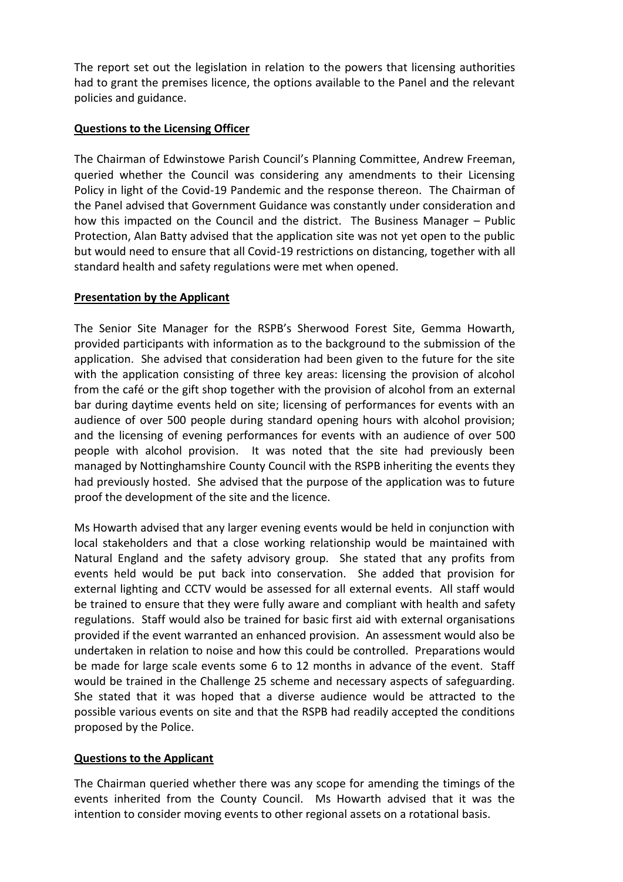The report set out the legislation in relation to the powers that licensing authorities had to grant the premises licence, the options available to the Panel and the relevant policies and guidance.

**Questions to the Licensing Officer**

The Chairman of Edwinstowe Parish Council's Planning Committee, Andrew Freeman, queried whether the Council was considering any amendments to their Licensing Policy in light of the Covid-19 Pandemic and the response thereon. The Chairman of the Panel advised that Government Guidance was constantly under consideration and how this impacted on the Council and the district. The Business Manager – Public Protection, Alan Batty advised that the application site was not yet open to the public but would need to ensure that all Covid-19 restrictions on distancing, together with all standard health and safety regulations were met when opened.

**Presentation by the Applicant**

The Senior Site Manager for the RSPB's Sherwood Forest Site, Gemma Howarth, provided participants with information as to the background to the submission of the application. She advised that consideration had been given to the future for the site with the application consisting of three key areas: licensing the provision of alcohol from the café or the gift shop together with the provision of alcohol from an external bar during daytime events held on site; licensing of performances for events with an audience of over 500 people during standard opening hours with alcohol provision; and the licensing of evening performances for events with an audience of over 500 people with alcohol provision. It was noted that the site had previously been managed by Nottinghamshire County Council with the RSPB inheriting the events they had previously hosted. She advised that the purpose of the application was to future proof the development of the site and the licence.

Ms Howarth advised that any larger evening events would be held in conjunction with local stakeholders and that a close working relationship would be maintained with Natural England and the safety advisory group. She stated that any profits from events held would be put back into conservation. She added that provision for external lighting and CCTV would be assessed for all external events. All staff would be trained to ensure that they were fully aware and compliant with health and safety regulations. Staff would also be trained for basic first aid with external organisations provided if the event warranted an enhanced provision. An assessment would also be undertaken in relation to noise and how this could be controlled. Preparations would be made for large scale events some 6 to 12 months in advance of the event. Staff would be trained in the Challenge 25 scheme and necessary aspects of safeguarding. She stated that it was hoped that a diverse audience would be attracted to the possible various events on site and that the RSPB had readily accepted the conditions proposed by the Police.

**Questions to the Applicant**

The Chairman queried whether there was any scope for amending the timings of the events inherited from the County Council. Ms Howarth advised that it was the intention to consider moving events to other regional assets on a rotational basis.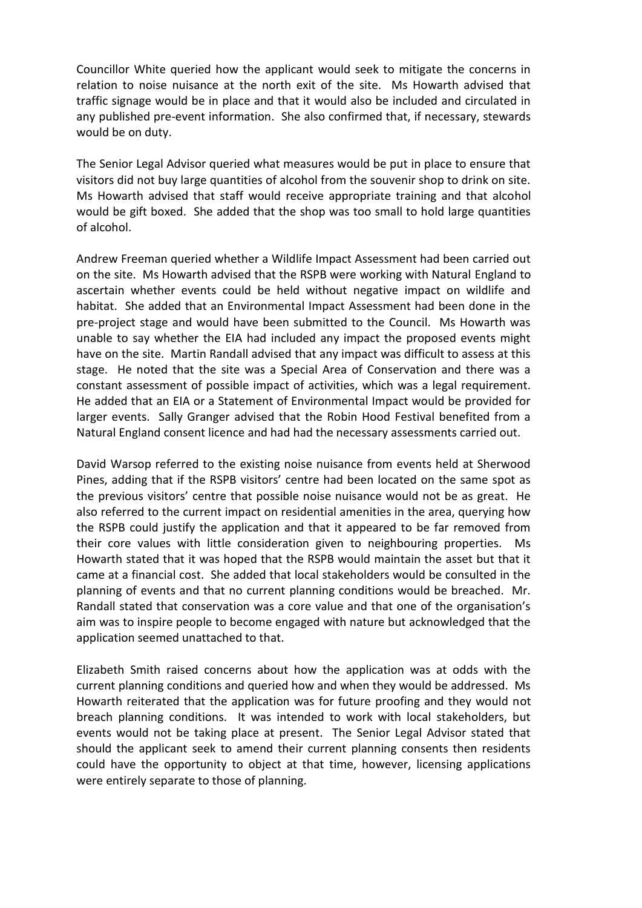Councillor White queried how the applicant would seek to mitigate the concerns in relation to noise nuisance at the north exit of the site. Ms Howarth advised that traffic signage would be in place and that it would also be included and circulated in any published pre-event information. She also confirmed that, if necessary, stewards would be on duty.

The Senior Legal Advisor queried what measures would be put in place to ensure that visitors did not buy large quantities of alcohol from the souvenir shop to drink on site. Ms Howarth advised that staff would receive appropriate training and that alcohol would be gift boxed. She added that the shop was too small to hold large quantities of alcohol.

Andrew Freeman queried whether a Wildlife Impact Assessment had been carried out on the site. Ms Howarth advised that the RSPB were working with Natural England to ascertain whether events could be held without negative impact on wildlife and habitat. She added that an Environmental Impact Assessment had been done in the pre-project stage and would have been submitted to the Council. Ms Howarth was unable to say whether the EIA had included any impact the proposed events might have on the site. Martin Randall advised that any impact was difficult to assess at this stage. He noted that the site was a Special Area of Conservation and there was a constant assessment of possible impact of activities, which was a legal requirement. He added that an EIA or a Statement of Environmental Impact would be provided for larger events. Sally Granger advised that the Robin Hood Festival benefited from a Natural England consent licence and had had the necessary assessments carried out.

David Warsop referred to the existing noise nuisance from events held at Sherwood Pines, adding that if the RSPB visitors' centre had been located on the same spot as the previous visitors' centre that possible noise nuisance would not be as great. He also referred to the current impact on residential amenities in the area, querying how the RSPB could justify the application and that it appeared to be far removed from their core values with little consideration given to neighbouring properties. Ms Howarth stated that it was hoped that the RSPB would maintain the asset but that it came at a financial cost. She added that local stakeholders would be consulted in the planning of events and that no current planning conditions would be breached. Mr. Randall stated that conservation was a core value and that one of the organisation's aim was to inspire people to become engaged with nature but acknowledged that the application seemed unattached to that.

Elizabeth Smith raised concerns about how the application was at odds with the current planning conditions and queried how and when they would be addressed. Ms Howarth reiterated that the application was for future proofing and they would not breach planning conditions. It was intended to work with local stakeholders, but events would not be taking place at present. The Senior Legal Advisor stated that should the applicant seek to amend their current planning consents then residents could have the opportunity to object at that time, however, licensing applications were entirely separate to those of planning.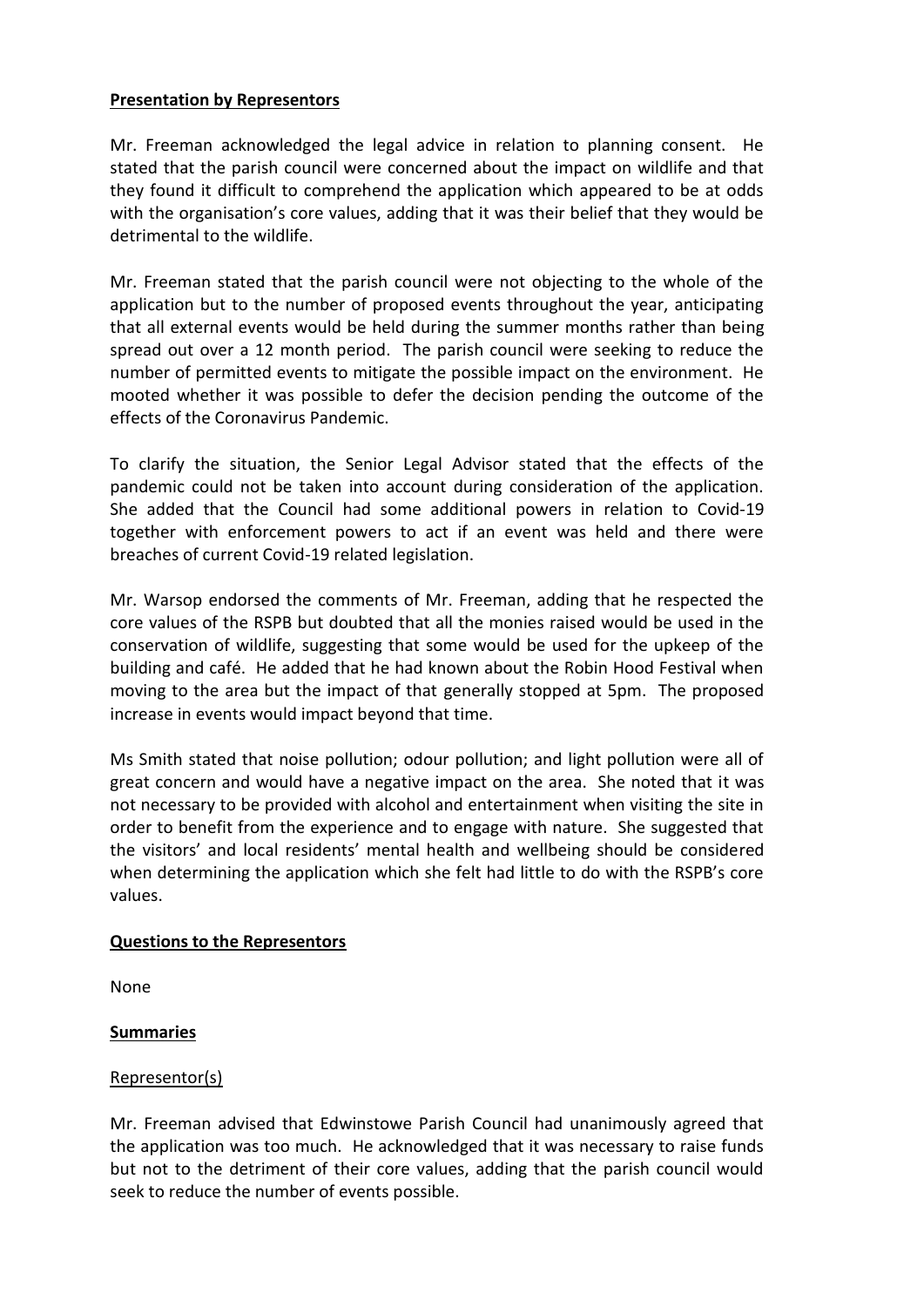**Presentation by Representors**

Mr. Freeman acknowledged the legal advice in relation to planning consent. He stated that the parish council were concerned about the impact on wildlife and that they found it difficult to comprehend the application which appeared to be at odds with the organisation's core values, adding that it was their belief that they would be detrimental to the wildlife.

Mr. Freeman stated that the parish council were not objecting to the whole of the application but to the number of proposed events throughout the year, anticipating that all external events would be held during the summer months rather than being spread out over a 12 month period. The parish council were seeking to reduce the number of permitted events to mitigate the possible impact on the environment. He mooted whether it was possible to defer the decision pending the outcome of the effects of the Coronavirus Pandemic.

To clarify the situation, the Senior Legal Advisor stated that the effects of the pandemic could not be taken into account during consideration of the application. She added that the Council had some additional powers in relation to Covid-19 together with enforcement powers to act if an event was held and there were breaches of current Covid-19 related legislation.

Mr. Warsop endorsed the comments of Mr. Freeman, adding that he respected the core values of the RSPB but doubted that all the monies raised would be used in the conservation of wildlife, suggesting that some would be used for the upkeep of the building and café. He added that he had known about the Robin Hood Festival when moving to the area but the impact of that generally stopped at 5pm. The proposed increase in events would impact beyond that time.

Ms Smith stated that noise pollution; odour pollution; and light pollution were all of great concern and would have a negative impact on the area. She noted that it was not necessary to be provided with alcohol and entertainment when visiting the site in order to benefit from the experience and to engage with nature. She suggested that the visitors' and local residents' mental health and wellbeing should be considered when determining the application which she felt had little to do with the RSPB's core values.

**Questions to the Representors**

None

**Summaries**

Representor(s)

Mr. Freeman advised that Edwinstowe Parish Council had unanimously agreed that the application was too much. He acknowledged that it was necessary to raise funds but not to the detriment of their core values, adding that the parish council would seek to reduce the number of events possible.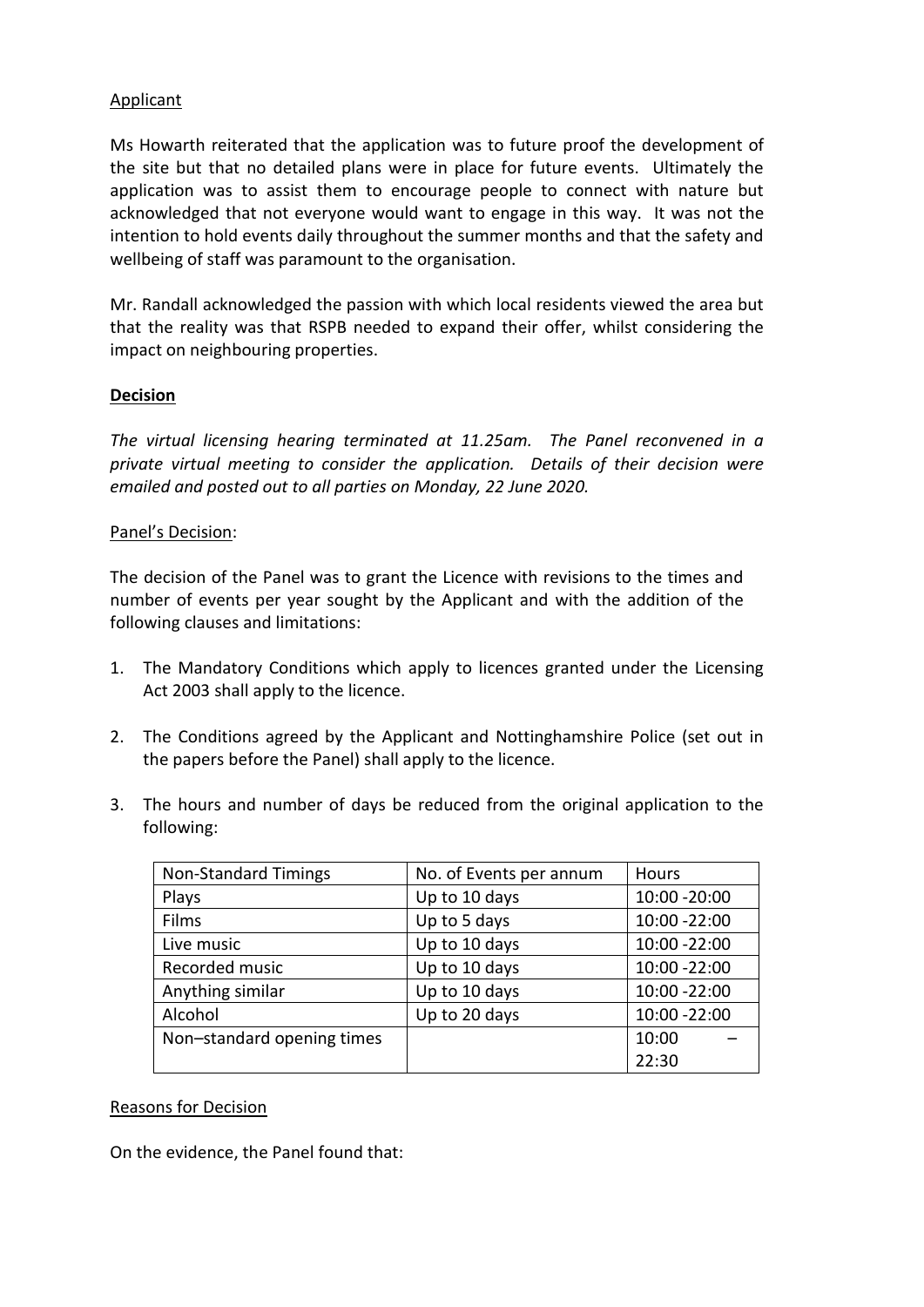Applicant

Ms Howarth reiterated that the application was to future proof the development of the site but that no detailed plans were in place for future events. Ultimately the application was to assist them to encourage people to connect with nature but acknowledged that not everyone would want to engage in this way. It was not the intention to hold events daily throughout the summer months and that the safety and wellbeing of staff was paramount to the organisation.

Mr. Randall acknowledged the passion with which local residents viewed the area but that the reality was that RSPB needed to expand their offer, whilst considering the impact on neighbouring properties.

**Decision**

*The virtual licensing hearing terminated at 11.25am. The Panel reconvened in a private virtual meeting to consider the application. Details of their decision were emailed and posted out to all parties on Monday, 22 June 2020.*

Panel's Decision:

The decision of the Panel was to grant the Licence with revisions to the times and number of events per year sought by the Applicant and with the addition of the following clauses and limitations:

1. The Mandatory Conditions which apply to licences granted under the Licensing Act 2003 shall apply to the licence.

2. The Conditions agreed by the Applicant and Nottinghamshire Police (set out in the papers before the Panel) shall apply to the licence.

3. The hours and number of days be reduced from the original application to the following:

| Non-Standard Timings | No. of Events per annum | Hours |
|---|---|---|
| Plays | Up to 10 days | 10:00 -20:00 |
| Films | Up to 5 days | 10:00 -22:00 |
| Live music | Up to 10 days | 10:00 -22:00 |
| Recorded music | Up to 10 days | 10:00 -22:00 |
| Anything similar | Up to 10 days | 10:00 -22:00 |
| Alcohol | Up to 20 days | 10:00 -22:00 |
| Non–standard opening times | | 10:00 – 22:30 |

Reasons for Decision

On the evidence, the Panel found that: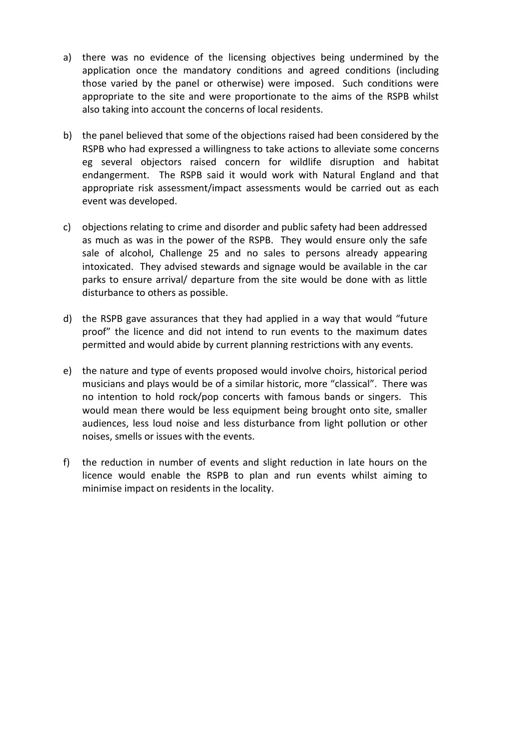a) there was no evidence of the licensing objectives being undermined by the application once the mandatory conditions and agreed conditions (including those varied by the panel or otherwise) were imposed. Such conditions were appropriate to the site and were proportionate to the aims of the RSPB whilst also taking into account the concerns of local residents.

b) the panel believed that some of the objections raised had been considered by the RSPB who had expressed a willingness to take actions to alleviate some concerns eg several objectors raised concern for wildlife disruption and habitat endangerment. The RSPB said it would work with Natural England and that appropriate risk assessment/impact assessments would be carried out as each event was developed.

c) objections relating to crime and disorder and public safety had been addressed as much as was in the power of the RSPB. They would ensure only the safe sale of alcohol, Challenge 25 and no sales to persons already appearing intoxicated. They advised stewards and signage would be available in the car parks to ensure arrival/ departure from the site would be done with as little disturbance to others as possible.

d) the RSPB gave assurances that they had applied in a way that would "future proof" the licence and did not intend to run events to the maximum dates permitted and would abide by current planning restrictions with any events.

e) the nature and type of events proposed would involve choirs, historical period musicians and plays would be of a similar historic, more "classical". There was no intention to hold rock/pop concerts with famous bands or singers. This would mean there would be less equipment being brought onto site, smaller audiences, less loud noise and less disturbance from light pollution or other noises, smells or issues with the events.

f) the reduction in number of events and slight reduction in late hours on the licence would enable the RSPB to plan and run events whilst aiming to minimise impact on residents in the locality.